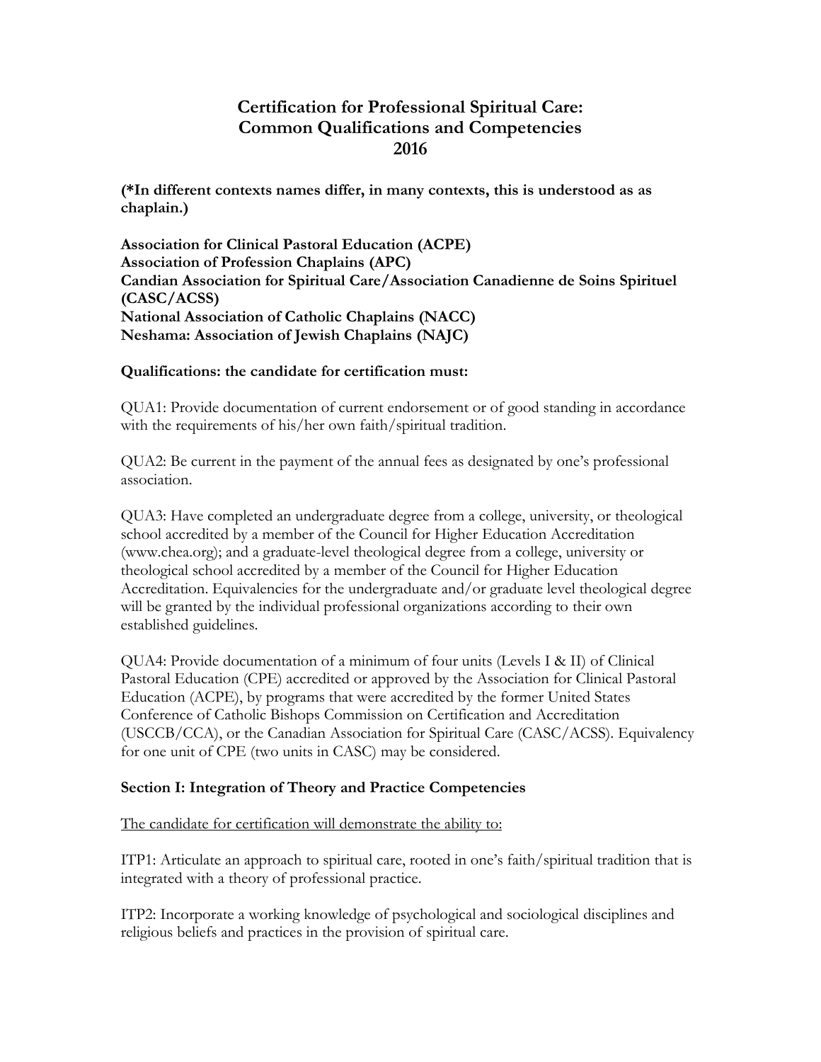# Certification for Professional Spiritual Care: Common Qualifications and Competencies 2016

**(*In different contexts names differ, in many contexts, this is understood as as chaplain.)**

**Association for Clinical Pastoral Education (ACPE)**
**Association of Profession Chaplains (APC)**
**Candian Association for Spiritual Care/Association Canadienne de Soins Spirituel (CASC/ACSS)**
**National Association of Catholic Chaplains (NACC)**
**Neshama: Association of Jewish Chaplains (NAJC)**

**Qualifications: the candidate for certification must:**

QUA1: Provide documentation of current endorsement or of good standing in accordance with the requirements of his/her own faith/spiritual tradition.

QUA2: Be current in the payment of the annual fees as designated by one's professional association.

QUA3: Have completed an undergraduate degree from a college, university, or theological school accredited by a member of the Council for Higher Education Accreditation (www.chea.org); and a graduate-level theological degree from a college, university or theological school accredited by a member of the Council for Higher Education Accreditation. Equivalencies for the undergraduate and/or graduate level theological degree will be granted by the individual professional organizations according to their own established guidelines.

QUA4: Provide documentation of a minimum of four units (Levels I & II) of Clinical Pastoral Education (CPE) accredited or approved by the Association for Clinical Pastoral Education (ACPE), by programs that were accredited by the former United States Conference of Catholic Bishops Commission on Certification and Accreditation (USCCB/CCA), or the Canadian Association for Spiritual Care (CASC/ACSS). Equivalency for one unit of CPE (two units in CASC) may be considered.

## Section I: Integration of Theory and Practice Competencies

<u>The candidate for certification will demonstrate the ability to:</u>

ITP1: Articulate an approach to spiritual care, rooted in one's faith/spiritual tradition that is integrated with a theory of professional practice.

ITP2: Incorporate a working knowledge of psychological and sociological disciplines and religious beliefs and practices in the provision of spiritual care.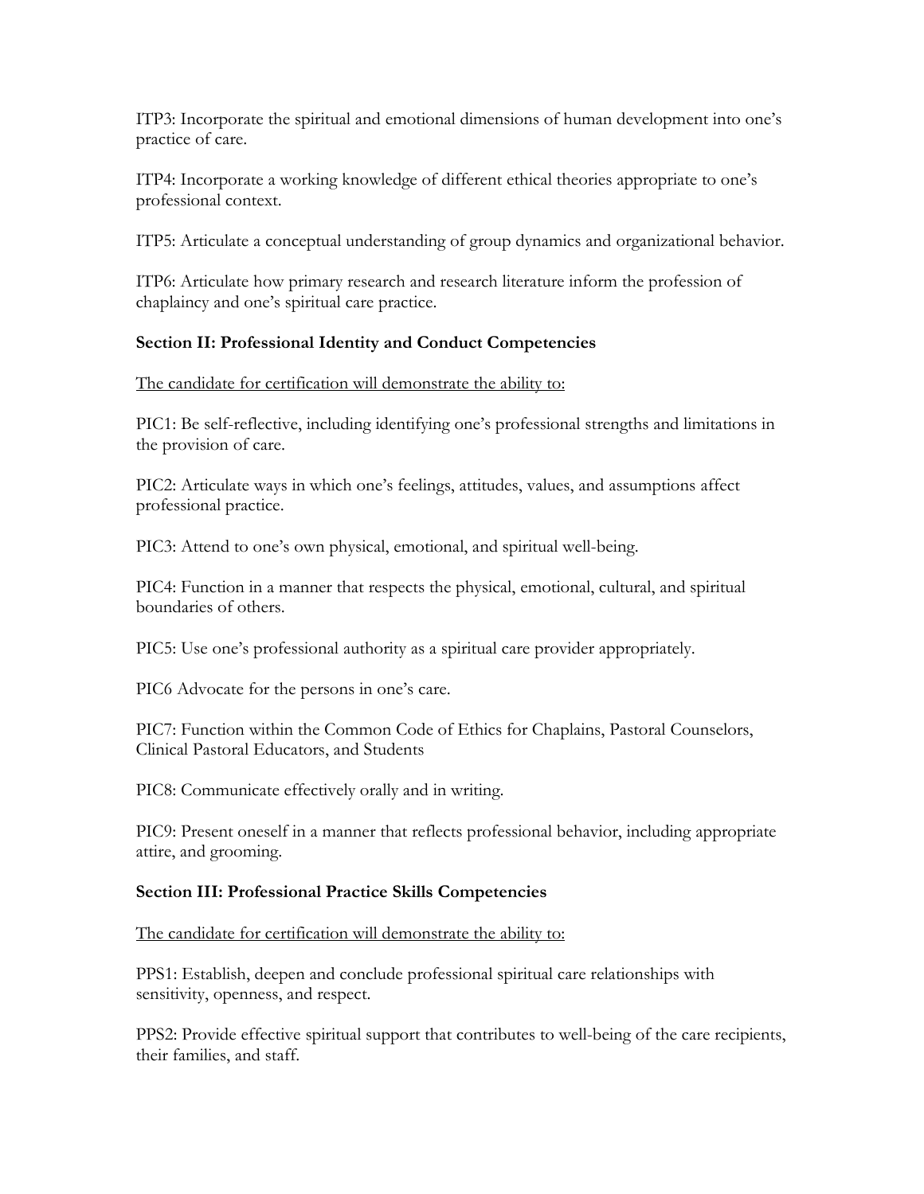ITP3: Incorporate the spiritual and emotional dimensions of human development into one's practice of care.

ITP4: Incorporate a working knowledge of different ethical theories appropriate to one's professional context.

ITP5: Articulate a conceptual understanding of group dynamics and organizational behavior.

ITP6: Articulate how primary research and research literature inform the profession of chaplaincy and one's spiritual care practice.

**Section II: Professional Identity and Conduct Competencies**

<u>The candidate for certification will demonstrate the ability to:</u>

PIC1: Be self-reflective, including identifying one's professional strengths and limitations in the provision of care.

PIC2: Articulate ways in which one's feelings, attitudes, values, and assumptions affect professional practice.

PIC3: Attend to one's own physical, emotional, and spiritual well-being.

PIC4: Function in a manner that respects the physical, emotional, cultural, and spiritual boundaries of others.

PIC5: Use one's professional authority as a spiritual care provider appropriately.

PIC6 Advocate for the persons in one's care.

PIC7: Function within the Common Code of Ethics for Chaplains, Pastoral Counselors, Clinical Pastoral Educators, and Students

PIC8: Communicate effectively orally and in writing.

PIC9: Present oneself in a manner that reflects professional behavior, including appropriate attire, and grooming.

**Section III: Professional Practice Skills Competencies**

<u>The candidate for certification will demonstrate the ability to:</u>

PPS1: Establish, deepen and conclude professional spiritual care relationships with sensitivity, openness, and respect.

PPS2: Provide effective spiritual support that contributes to well-being of the care recipients, their families, and staff.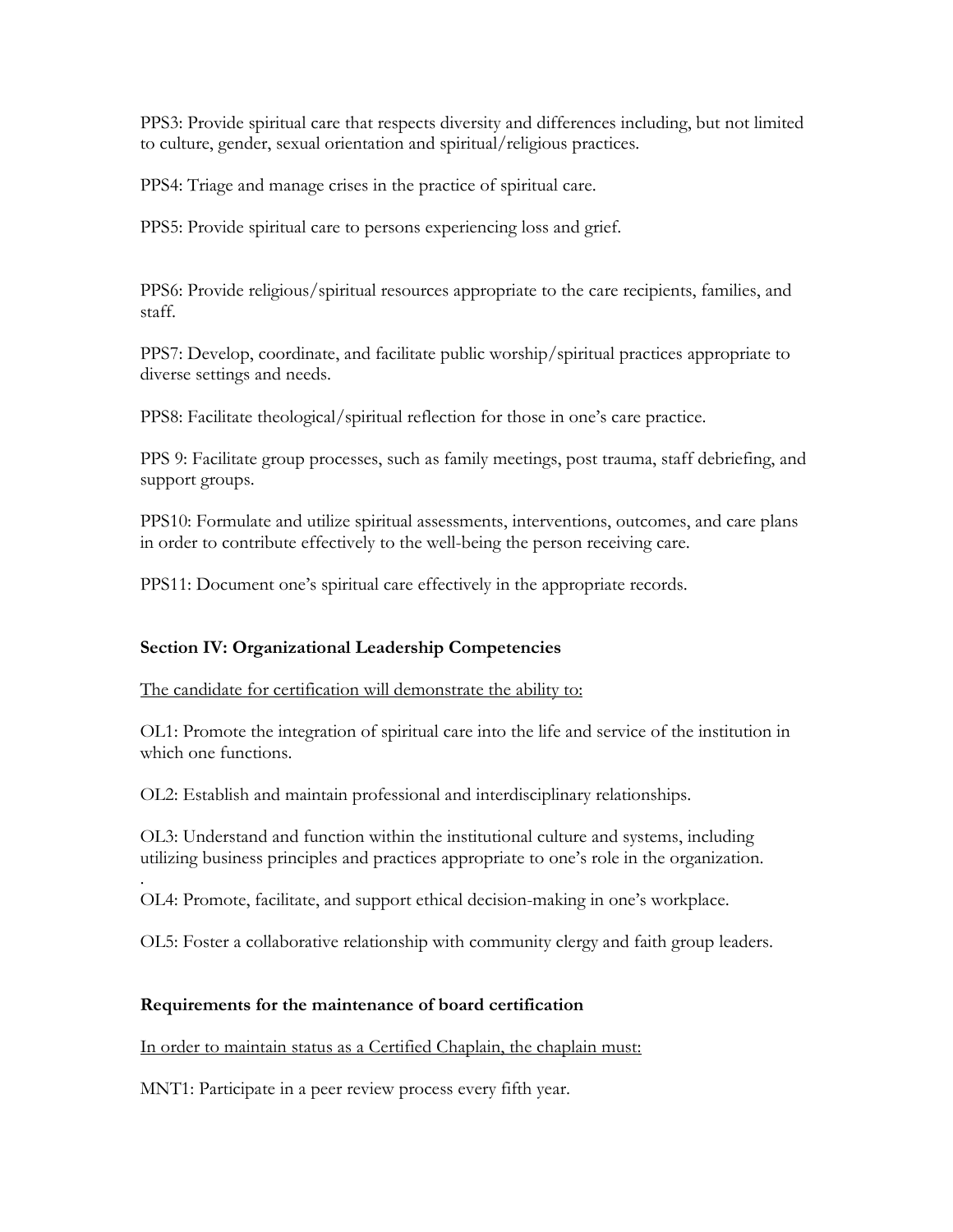PPS3: Provide spiritual care that respects diversity and differences including, but not limited to culture, gender, sexual orientation and spiritual/religious practices.

PPS4: Triage and manage crises in the practice of spiritual care.

PPS5: Provide spiritual care to persons experiencing loss and grief.

PPS6: Provide religious/spiritual resources appropriate to the care recipients, families, and staff.

PPS7: Develop, coordinate, and facilitate public worship/spiritual practices appropriate to diverse settings and needs.

PPS8: Facilitate theological/spiritual reflection for those in one's care practice.

PPS 9: Facilitate group processes, such as family meetings, post trauma, staff debriefing, and support groups.

PPS10: Formulate and utilize spiritual assessments, interventions, outcomes, and care plans in order to contribute effectively to the well-being the person receiving care.

PPS11: Document one's spiritual care effectively in the appropriate records.

**Section IV: Organizational Leadership Competencies**

<u>The candidate for certification will demonstrate the ability to:</u>

OL1: Promote the integration of spiritual care into the life and service of the institution in which one functions.

OL2: Establish and maintain professional and interdisciplinary relationships.

OL3: Understand and function within the institutional culture and systems, including utilizing business principles and practices appropriate to one's role in the organization.
.
OL4: Promote, facilitate, and support ethical decision-making in one's workplace.

OL5: Foster a collaborative relationship with community clergy and faith group leaders.

**Requirements for the maintenance of board certification**

<u>In order to maintain status as a Certified Chaplain, the chaplain must:</u>

MNT1: Participate in a peer review process every fifth year.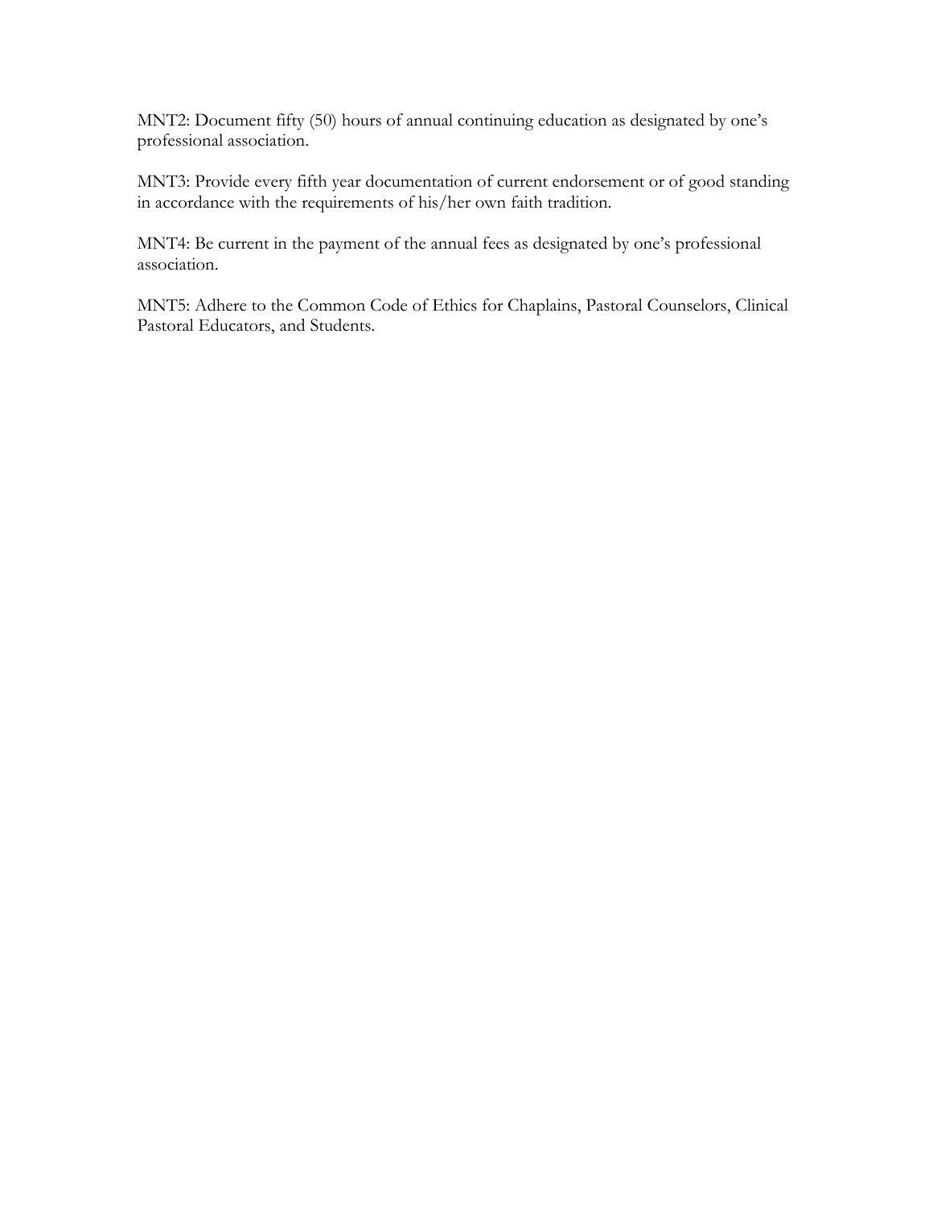MNT2: Document fifty (50) hours of annual continuing education as designated by one's professional association.

MNT3: Provide every fifth year documentation of current endorsement or of good standing in accordance with the requirements of his/her own faith tradition.

MNT4: Be current in the payment of the annual fees as designated by one's professional association.

MNT5: Adhere to the Common Code of Ethics for Chaplains, Pastoral Counselors, Clinical Pastoral Educators, and Students.